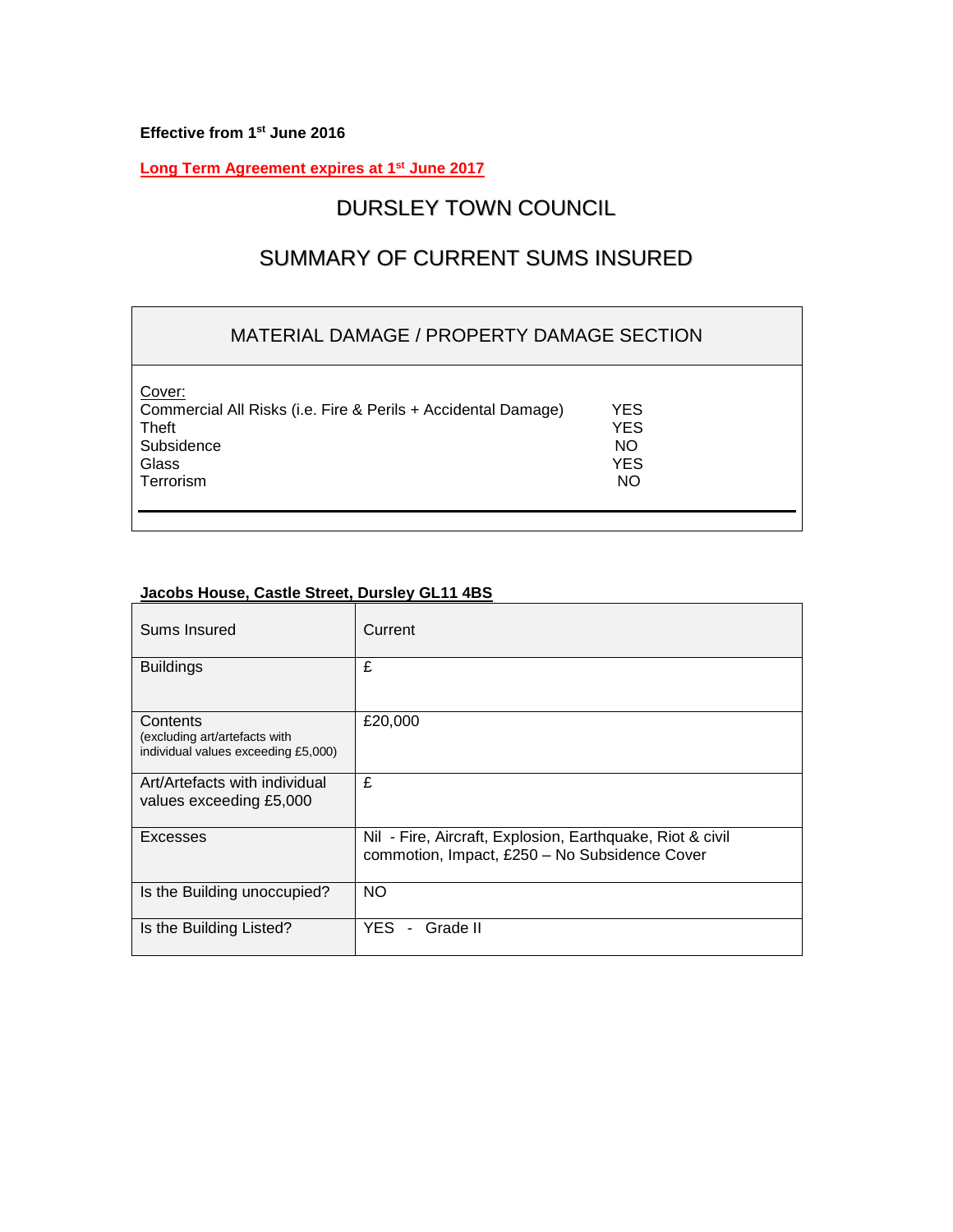**Effective from 1st June 2016**

**Long Term Agreement expires at 1st June 2017**

# DURSLEY TOWN COUNCIL

# SUMMARY OF CURRENT SUMS INSURED

## MATERIAL DAMAGE / PROPERTY DAMAGE SECTION

Cover:

| | |
|---|---|
| Commercial All Risks (i.e. Fire & Perils + Accidental Damage) | YES |
| Theft | YES |
| Subsidence | NO |
| Glass | YES |
| Terrorism | NO |

**Jacobs House, Castle Street, Dursley GL11 4BS**

| Sums Insured | Current |
|---|---|
| Buildings | £ |
| Contents (excluding art/artefacts with individual values exceeding £5,000) | £20,000 |
| Art/Artefacts with individual values exceeding £5,000 | £ |
| Excesses | Nil - Fire, Aircraft, Explosion, Earthquake, Riot & civil commotion, Impact, £250 – No Subsidence Cover |
| Is the Building unoccupied? | NO |
| Is the Building Listed? | YES - Grade II |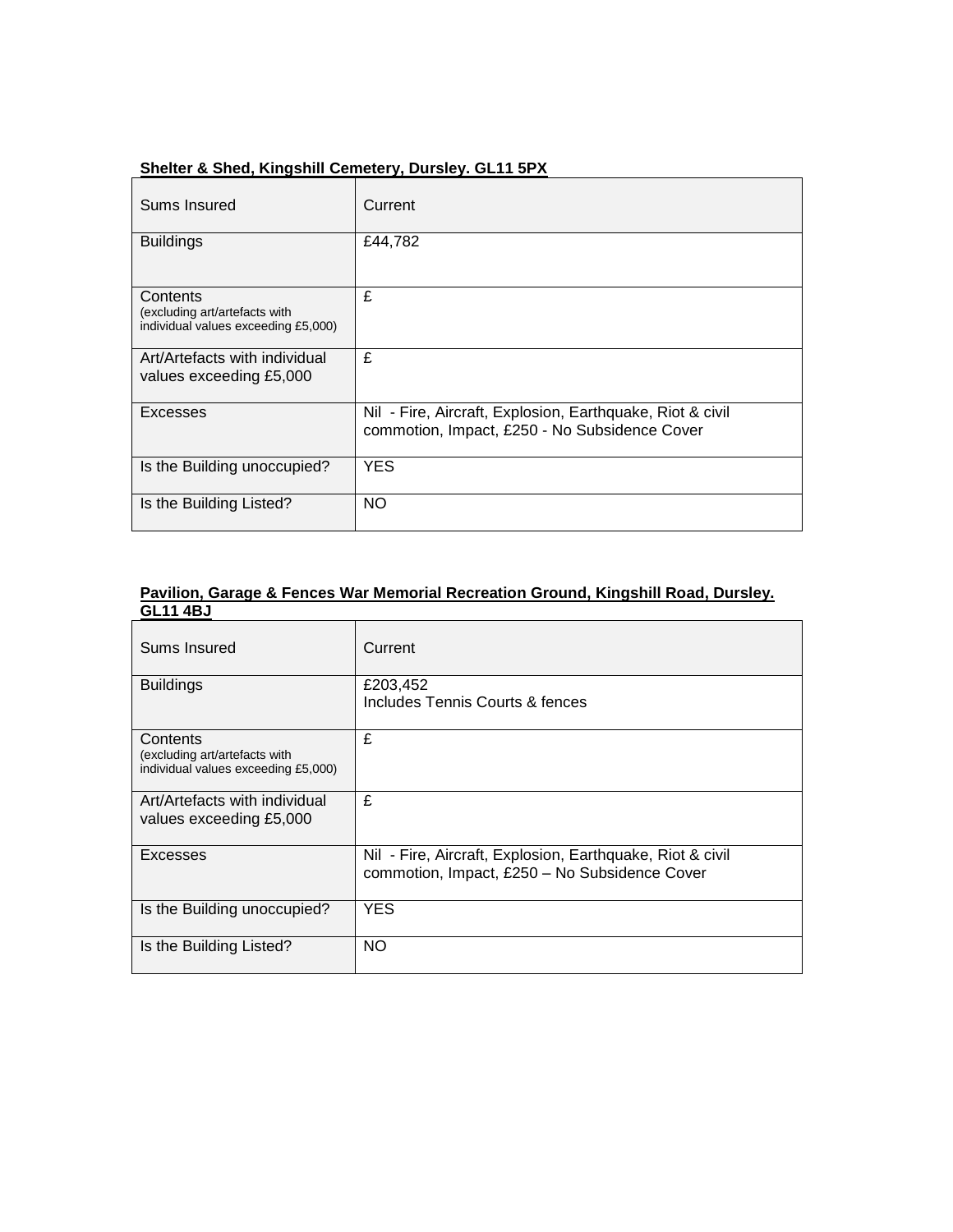**Shelter & Shed, Kingshill Cemetery, Dursley. GL11 5PX**

| Sums Insured | Current |
|---|---|
| Buildings | £44,782 |
| Contents (excluding art/artefacts with individual values exceeding £5,000) | £ |
| Art/Artefacts with individual values exceeding £5,000 | £ |
| Excesses | Nil - Fire, Aircraft, Explosion, Earthquake, Riot & civil commotion, Impact, £250 - No Subsidence Cover |
| Is the Building unoccupied? | YES |
| Is the Building Listed? | NO |

**Pavilion, Garage & Fences War Memorial Recreation Ground, Kingshill Road, Dursley. GL11 4BJ**

| Sums Insured | Current |
|---|---|
| Buildings | £203,452<br>Includes Tennis Courts & fences |
| Contents (excluding art/artefacts with individual values exceeding £5,000) | £ |
| Art/Artefacts with individual values exceeding £5,000 | £ |
| Excesses | Nil - Fire, Aircraft, Explosion, Earthquake, Riot & civil commotion, Impact, £250 – No Subsidence Cover |
| Is the Building unoccupied? | YES |
| Is the Building Listed? | NO |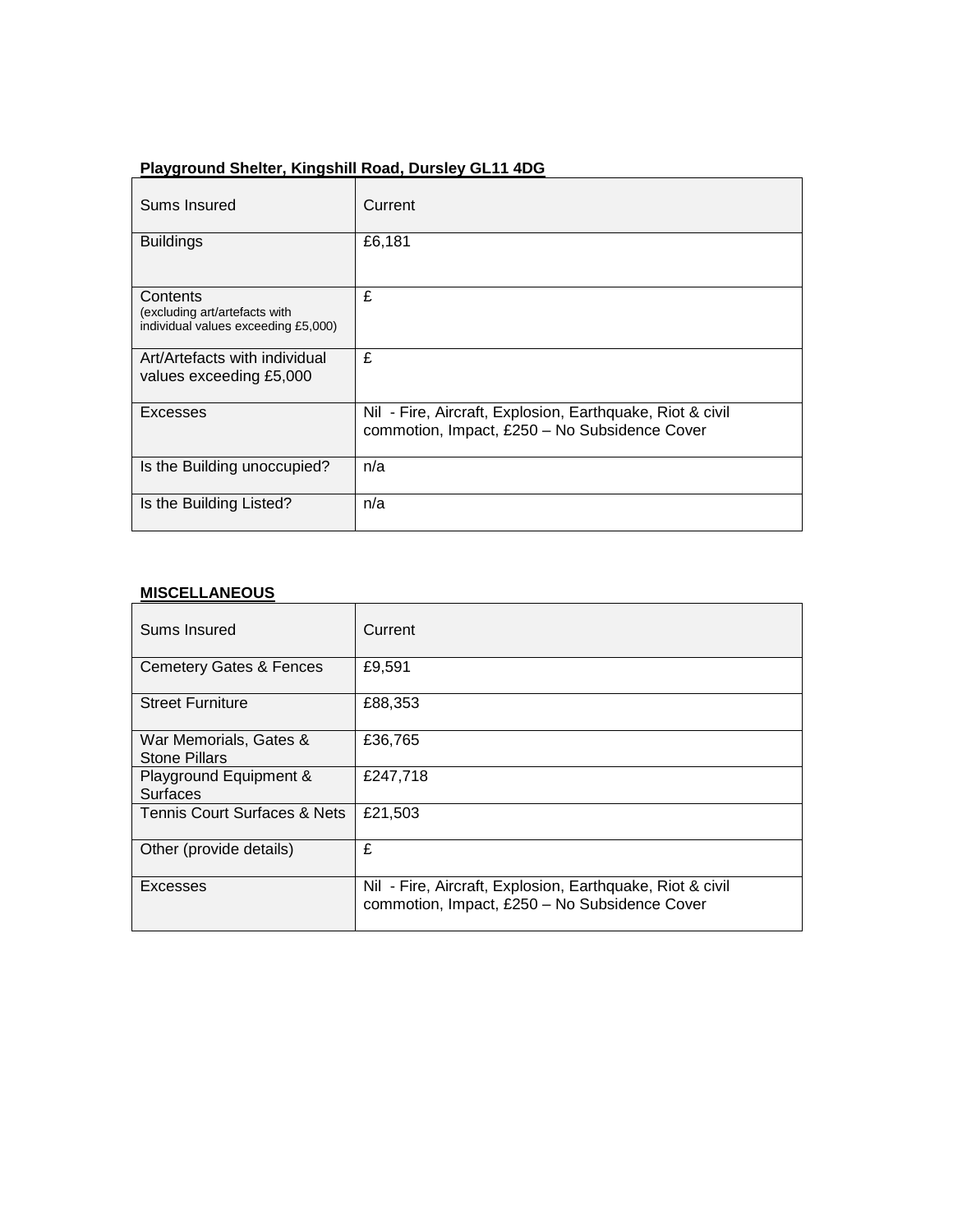**Playground Shelter, Kingshill Road, Dursley GL11 4DG**

| Sums Insured | Current |
|---|---|
| Buildings | £6,181 |
| Contents (excluding art/artefacts with individual values exceeding £5,000) | £ |
| Art/Artefacts with individual values exceeding £5,000 | £ |
| Excesses | Nil - Fire, Aircraft, Explosion, Earthquake, Riot & civil commotion, Impact, £250 – No Subsidence Cover |
| Is the Building unoccupied? | n/a |
| Is the Building Listed? | n/a |

**MISCELLANEOUS**

| Sums Insured | Current |
|---|---|
| Cemetery Gates & Fences | £9,591 |
| Street Furniture | £88,353 |
| War Memorials, Gates & Stone Pillars | £36,765 |
| Playground Equipment & Surfaces | £247,718 |
| Tennis Court Surfaces & Nets | £21,503 |
| Other (provide details) | £ |
| Excesses | Nil - Fire, Aircraft, Explosion, Earthquake, Riot & civil commotion, Impact, £250 – No Subsidence Cover |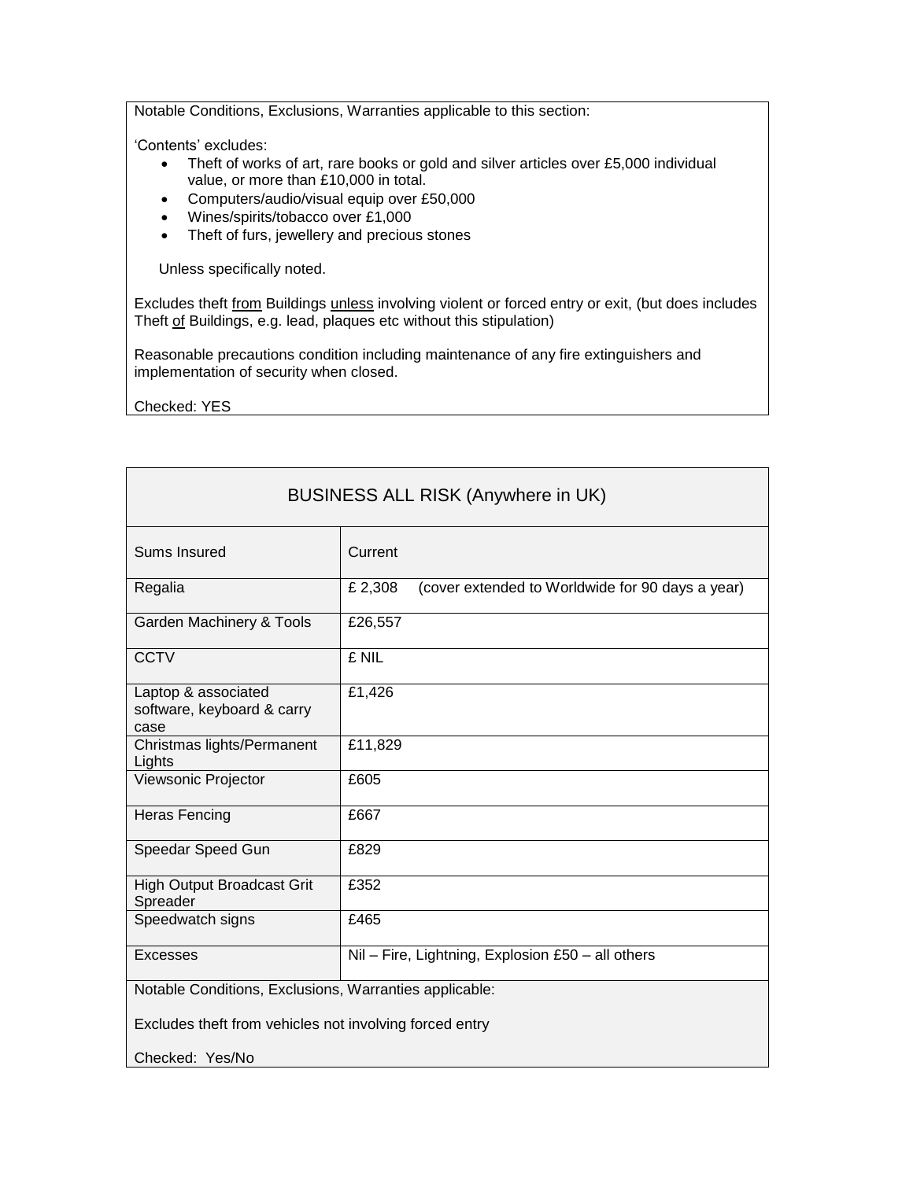Notable Conditions, Exclusions, Warranties applicable to this section:

'Contents' excludes:

- Theft of works of art, rare books or gold and silver articles over £5,000 individual value, or more than £10,000 in total.
- Computers/audio/visual equip over £50,000
- Wines/spirits/tobacco over £1,000
- Theft of furs, jewellery and precious stones

Unless specifically noted.

Excludes theft <u>from</u> Buildings <u>unless</u> involving violent or forced entry or exit, (but does includes Theft <u>of</u> Buildings, e.g. lead, plaques etc without this stipulation)

Reasonable precautions condition including maintenance of any fire extinguishers and implementation of security when closed.

Checked: YES

| BUSINESS ALL RISK (Anywhere in UK) | |
|---|---|
| Sums Insured | Current |
| Regalia | £ 2,308 (cover extended to Worldwide for 90 days a year) |
| Garden Machinery & Tools | £26,557 |
| CCTV | £ NIL |
| Laptop & associated software, keyboard & carry case | £1,426 |
| Christmas lights/Permanent Lights | £11,829 |
| Viewsonic Projector | £605 |
| Heras Fencing | £667 |
| Speedar Speed Gun | £829 |
| High Output Broadcast Grit Spreader | £352 |
| Speedwatch signs | £465 |
| Excesses | Nil – Fire, Lightning, Explosion £50 – all others |

Notable Conditions, Exclusions, Warranties applicable:

Excludes theft from vehicles not involving forced entry

Checked: Yes/No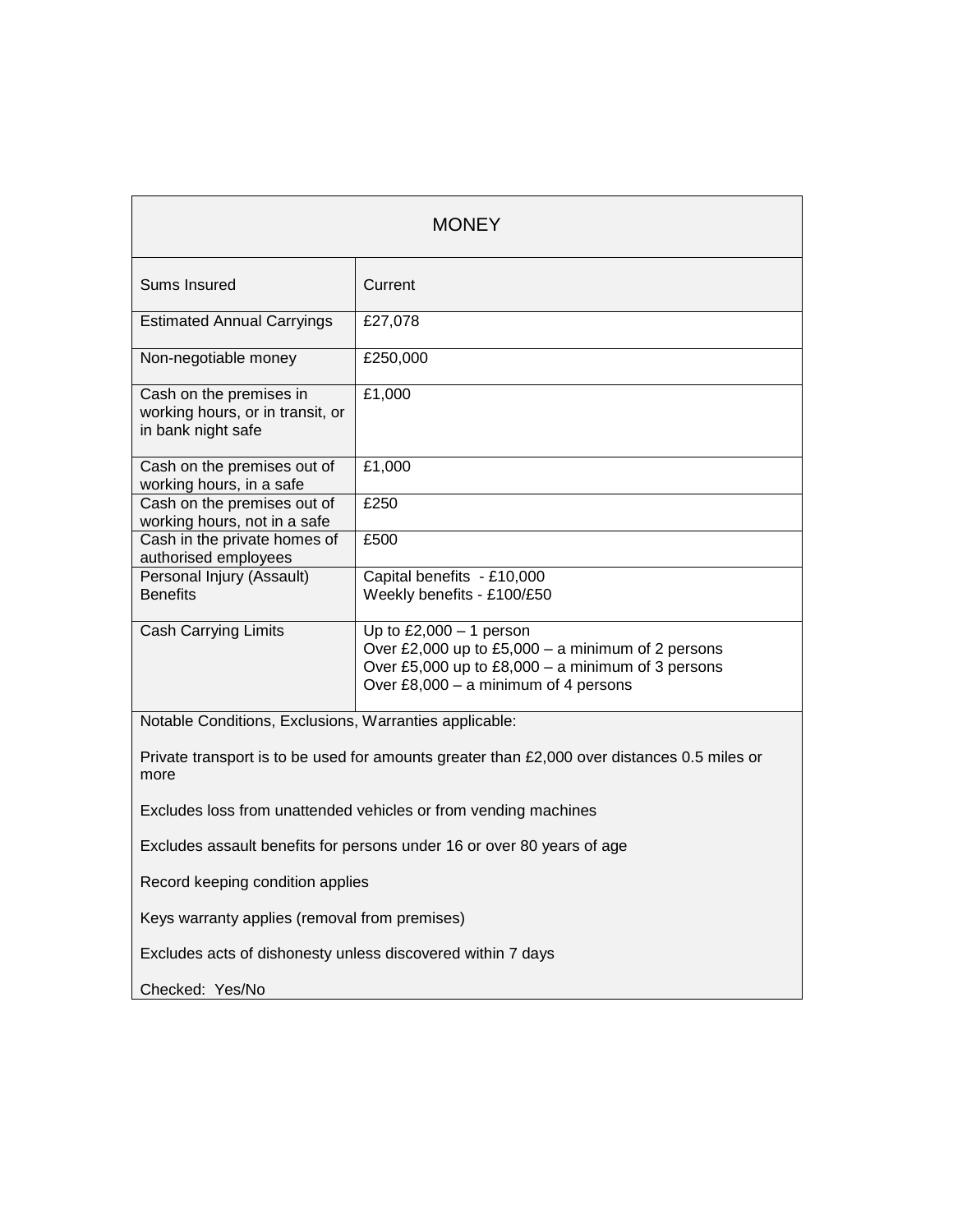| MONEY | |
|---|---|
| Sums Insured | Current |
| Estimated Annual Carryings | £27,078 |
| Non-negotiable money | £250,000 |
| Cash on the premises in working hours, or in transit, or in bank night safe | £1,000 |
| Cash on the premises out of working hours, in a safe | £1,000 |
| Cash on the premises out of working hours, not in a safe | £250 |
| Cash in the private homes of authorised employees | £500 |
| Personal Injury (Assault) Benefits | Capital benefits - £10,000<br>Weekly benefits - £100/£50 |
| Cash Carrying Limits | Up to £2,000 – 1 person<br>Over £2,000 up to £5,000 – a minimum of 2 persons<br>Over £5,000 up to £8,000 – a minimum of 3 persons<br>Over £8,000 – a minimum of 4 persons |

Notable Conditions, Exclusions, Warranties applicable:

Private transport is to be used for amounts greater than £2,000 over distances 0.5 miles or more

Excludes loss from unattended vehicles or from vending machines

Excludes assault benefits for persons under 16 or over 80 years of age

Record keeping condition applies

Keys warranty applies (removal from premises)

Excludes acts of dishonesty unless discovered within 7 days

Checked: Yes/No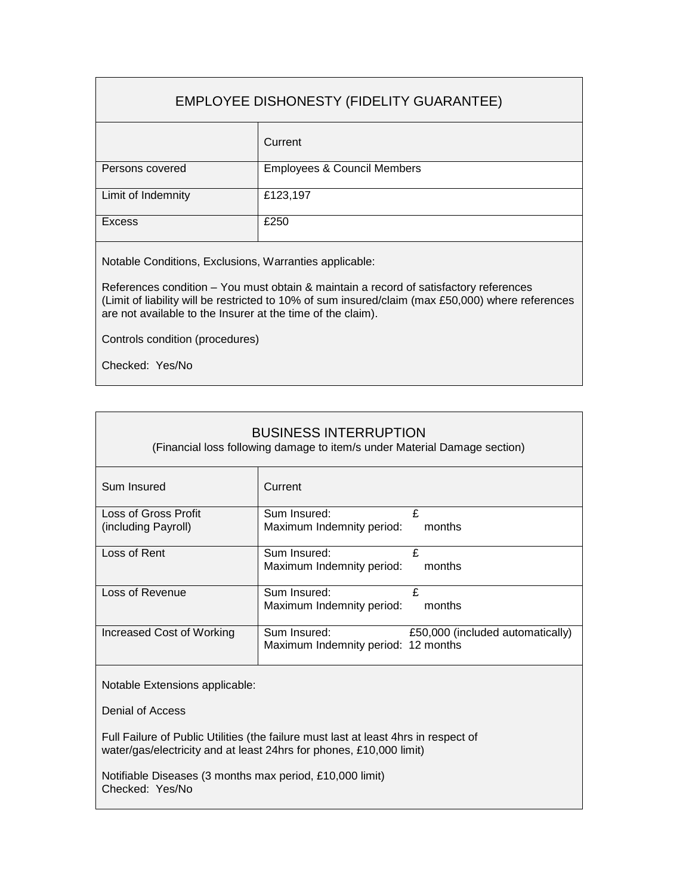## EMPLOYEE DISHONESTY (FIDELITY GUARANTEE)

| | Current |
|---|---|
| Persons covered | Employees & Council Members |
| Limit of Indemnity | £123,197 |
| Excess | £250 |

Notable Conditions, Exclusions, Warranties applicable:

References condition – You must obtain & maintain a record of satisfactory references (Limit of liability will be restricted to 10% of sum insured/claim (max £50,000) where references are not available to the Insurer at the time of the claim).

Controls condition (procedures)

Checked: Yes/No

## BUSINESS INTERRUPTION

(Financial loss following damage to item/s under Material Damage section)

| Sum Insured | Current |
|---|---|
| Loss of Gross Profit (including Payroll) | Sum Insured: £<br>Maximum Indemnity period: months |
| Loss of Rent | Sum Insured: £<br>Maximum Indemnity period: months |
| Loss of Revenue | Sum Insured: £<br>Maximum Indemnity period: months |
| Increased Cost of Working | Sum Insured: £50,000 (included automatically)<br>Maximum Indemnity period: 12 months |

Notable Extensions applicable:

Denial of Access

Full Failure of Public Utilities (the failure must last at least 4hrs in respect of water/gas/electricity and at least 24hrs for phones, £10,000 limit)

Notifiable Diseases (3 months max period, £10,000 limit)
Checked: Yes/No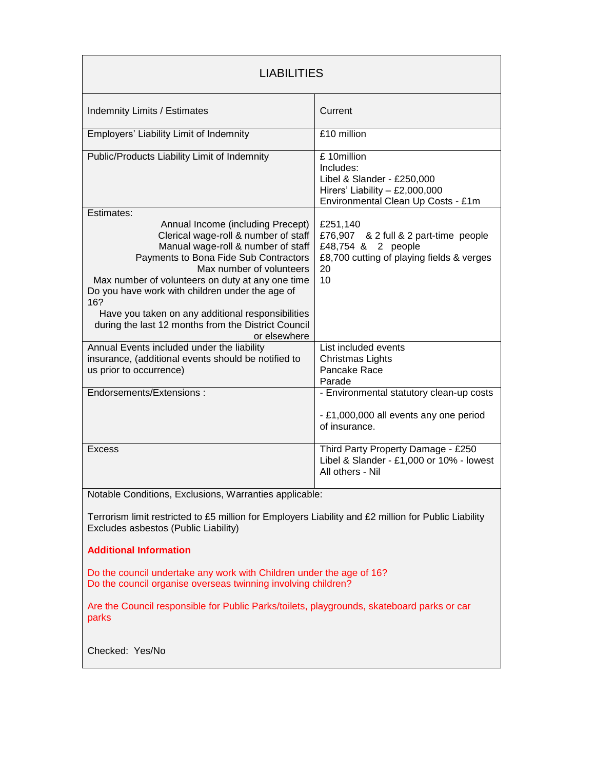| LIABILITIES | |
|---|---|
| Indemnity Limits / Estimates | Current |
| Employers' Liability Limit of Indemnity | £10 million |
| Public/Products Liability Limit of Indemnity | £ 10million<br>Includes:<br>Libel & Slander - £250,000<br>Hirers' Liability – £2,000,000<br>Environmental Clean Up Costs - £1m |
| Estimates:<br>Annual Income (including Precept)<br>Clerical wage-roll & number of staff<br>Manual wage-roll & number of staff<br>Payments to Bona Fide Sub Contractors<br>Max number of volunteers<br>Max number of volunteers on duty at any one time<br>Do you have work with children under the age of 16?<br>Have you taken on any additional responsibilities during the last 12 months from the District Council or elsewhere | <br>£251,140<br>£76,907 & 2 full & 2 part-time people<br>£48,754 & 2 people<br>£8,700 cutting of playing fields & verges<br>20<br>10 |
| Annual Events included under the liability insurance, (additional events should be notified to us prior to occurrence) | List included events<br>Christmas Lights<br>Pancake Race<br>Parade |
| Endorsements/Extensions : | - Environmental statutory clean-up costs<br><br>- £1,000,000 all events any one period of insurance. |
| Excess | Third Party Property Damage - £250<br>Libel & Slander - £1,000 or 10% - lowest<br>All others - Nil |

Notable Conditions, Exclusions, Warranties applicable:

Terrorism limit restricted to £5 million for Employers Liability and £2 million for Public Liability
Excludes asbestos (Public Liability)

**Additional Information**

Do the council undertake any work with Children under the age of 16?
Do the council organise overseas twinning involving children?

Are the Council responsible for Public Parks/toilets, playgrounds, skateboard parks or car parks

Checked: Yes/No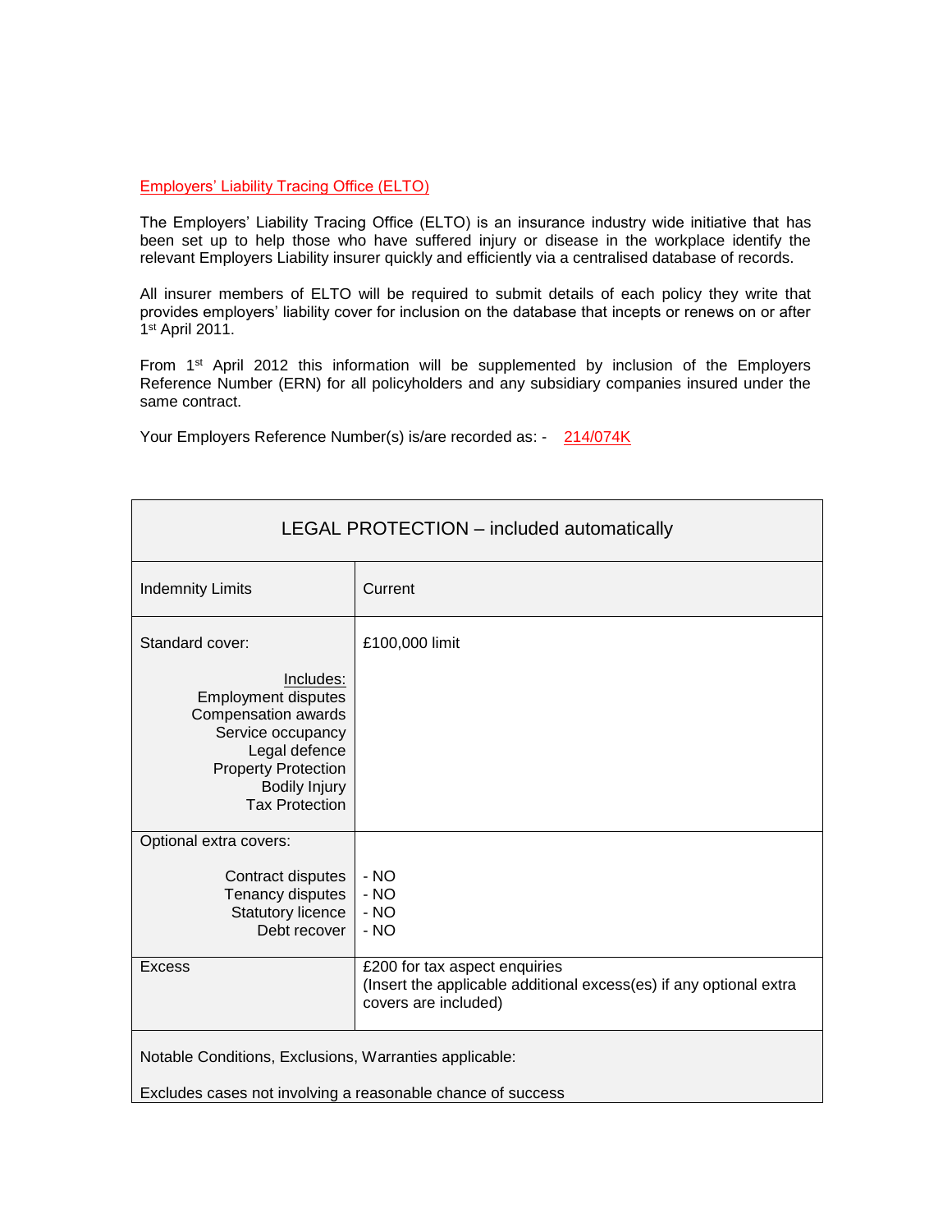Employers' Liability Tracing Office (ELTO)

The Employers' Liability Tracing Office (ELTO) is an insurance industry wide initiative that has been set up to help those who have suffered injury or disease in the workplace identify the relevant Employers Liability insurer quickly and efficiently via a centralised database of records.

All insurer members of ELTO will be required to submit details of each policy they write that provides employers' liability cover for inclusion on the database that incepts or renews on or after 1st April 2011.

From 1st April 2012 this information will be supplemented by inclusion of the Employers Reference Number (ERN) for all policyholders and any subsidiary companies insured under the same contract.

Your Employers Reference Number(s) is/are recorded as: - 214/074K

| LEGAL PROTECTION – included automatically | |
|---|---|
| Indemnity Limits | Current |
| Standard cover:<br><br>Includes:<br>Employment disputes<br>Compensation awards<br>Service occupancy<br>Legal defence<br>Property Protection<br>Bodily Injury<br>Tax Protection | £100,000 limit |
| Optional extra covers:<br><br>Contract disputes<br>Tenancy disputes<br>Statutory licence<br>Debt recover | <br><br>- NO<br>- NO<br>- NO<br>- NO |
| Excess | £200 for tax aspect enquiries<br>(Insert the applicable additional excess(es) if any optional extra covers are included) |
| Notable Conditions, Exclusions, Warranties applicable:<br><br>Excludes cases not involving a reasonable chance of success | |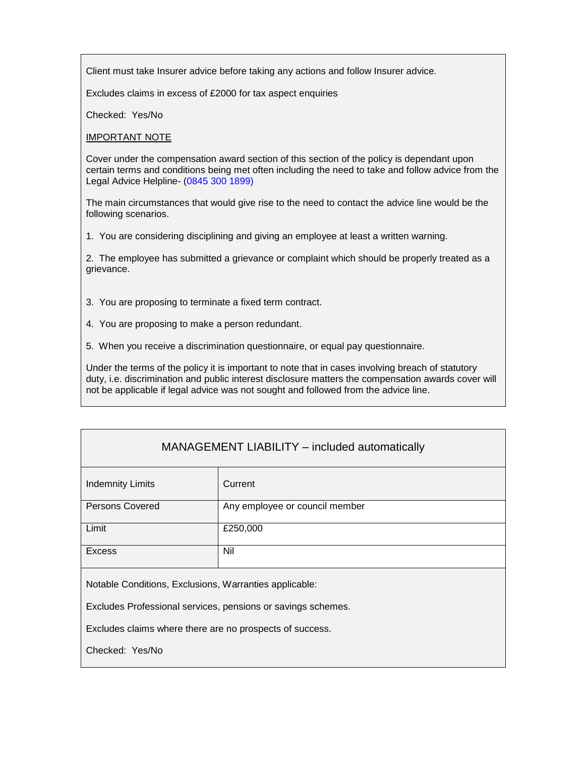Client must take Insurer advice before taking any actions and follow Insurer advice.

Excludes claims in excess of £2000 for tax aspect enquiries

Checked: Yes/No

IMPORTANT NOTE

Cover under the compensation award section of this section of the policy is dependant upon certain terms and conditions being met often including the need to take and follow advice from the Legal Advice Helpline- (0845 300 1899)

The main circumstances that would give rise to the need to contact the advice line would be the following scenarios.

1. You are considering disciplining and giving an employee at least a written warning.

2. The employee has submitted a grievance or complaint which should be properly treated as a grievance.

3. You are proposing to terminate a fixed term contract.

4. You are proposing to make a person redundant.

5. When you receive a discrimination questionnaire, or equal pay questionnaire.

Under the terms of the policy it is important to note that in cases involving breach of statutory duty, i.e. discrimination and public interest disclosure matters the compensation awards cover will not be applicable if legal advice was not sought and followed from the advice line.

## MANAGEMENT LIABILITY – included automatically

| Indemnity Limits | Current |
|---|---|
| Persons Covered | Any employee or council member |
| Limit | £250,000 |
| Excess | Nil |

Notable Conditions, Exclusions, Warranties applicable:

Excludes Professional services, pensions or savings schemes.

Excludes claims where there are no prospects of success.

Checked: Yes/No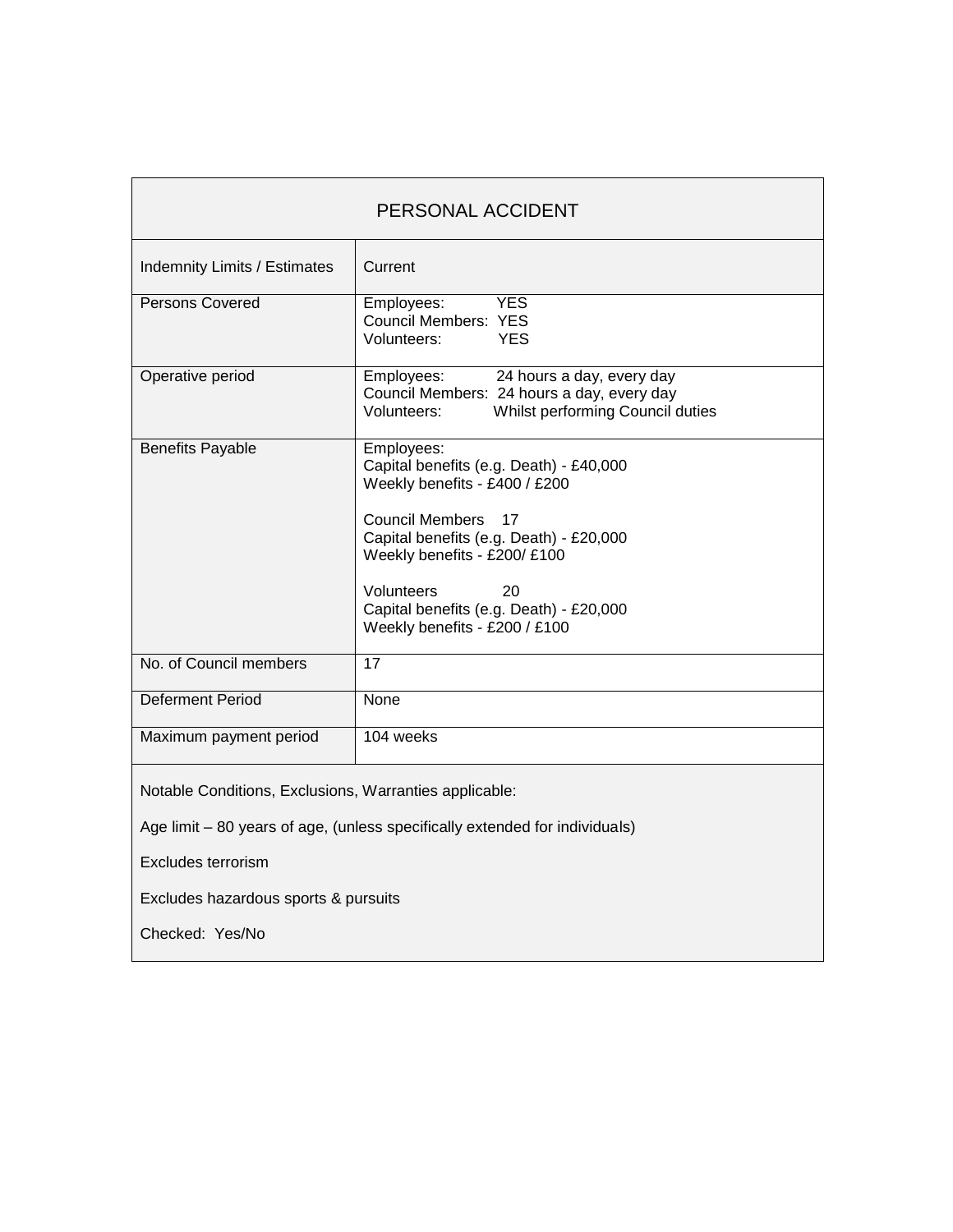| PERSONAL ACCIDENT | |
|---|---|
| Indemnity Limits / Estimates | Current |
| Persons Covered | Employees: YES<br>Council Members: YES<br>Volunteers: YES |
| Operative period | Employees: 24 hours a day, every day<br>Council Members: 24 hours a day, every day<br>Volunteers: Whilst performing Council duties |
| Benefits Payable | Employees:<br>Capital benefits (e.g. Death) - £40,000<br>Weekly benefits - £400 / £200<br><br>Council Members 17<br>Capital benefits (e.g. Death) - £20,000<br>Weekly benefits - £200/ £100<br><br>Volunteers 20<br>Capital benefits (e.g. Death) - £20,000<br>Weekly benefits - £200 / £100 |
| No. of Council members | 17 |
| Deferment Period | None |
| Maximum payment period | 104 weeks |

Notable Conditions, Exclusions, Warranties applicable:

Age limit – 80 years of age, (unless specifically extended for individuals)

Excludes terrorism

Excludes hazardous sports & pursuits

Checked: Yes/No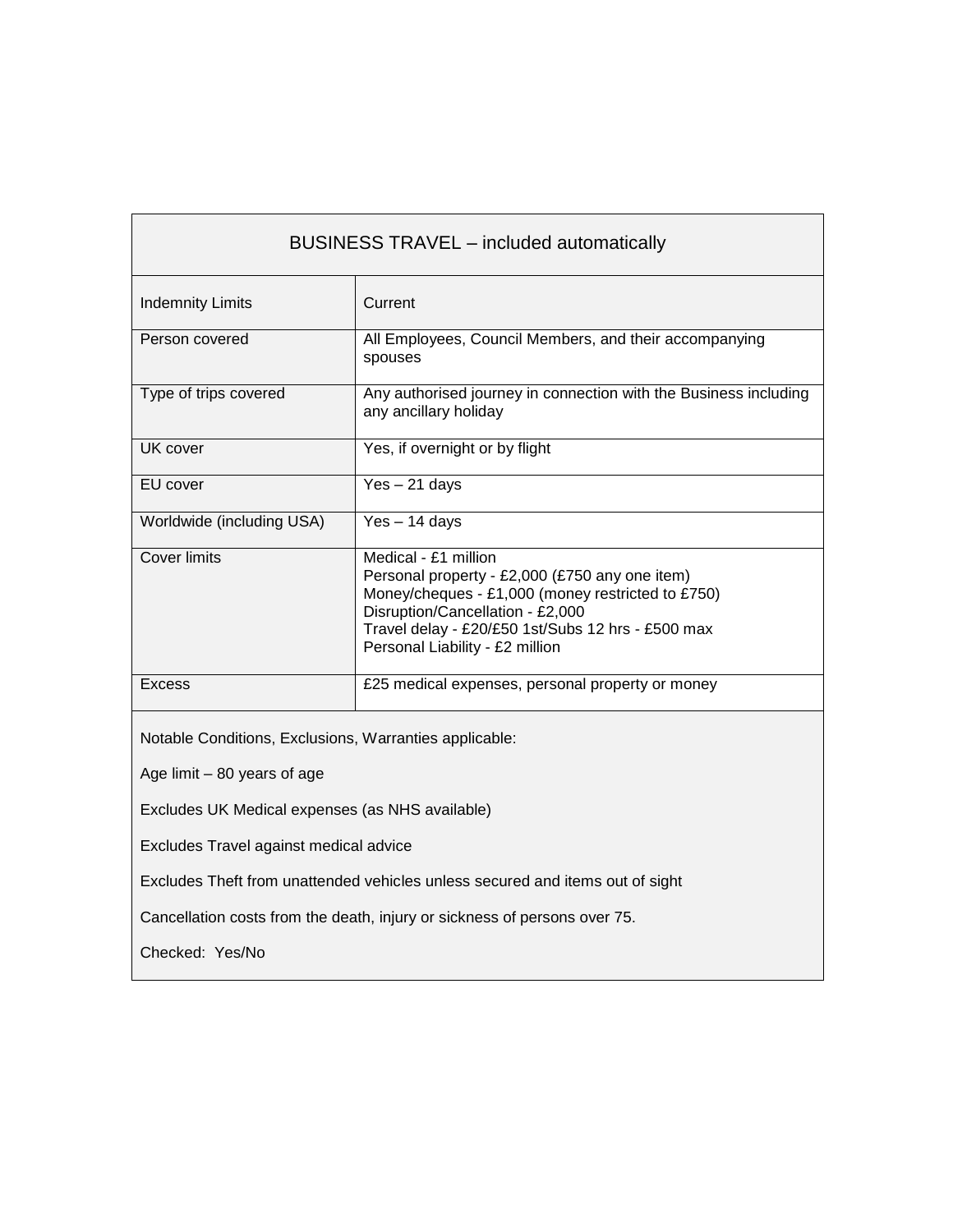| BUSINESS TRAVEL – included automatically | |
|---|---|
| Indemnity Limits | Current |
| Person covered | All Employees, Council Members, and their accompanying spouses |
| Type of trips covered | Any authorised journey in connection with the Business including any ancillary holiday |
| UK cover | Yes, if overnight or by flight |
| EU cover | Yes – 21 days |
| Worldwide (including USA) | Yes – 14 days |
| Cover limits | Medical - £1 million<br>Personal property - £2,000 (£750 any one item)<br>Money/cheques - £1,000 (money restricted to £750)<br>Disruption/Cancellation - £2,000<br>Travel delay - £20/£50 1st/Subs 12 hrs - £500 max<br>Personal Liability - £2 million |
| Excess | £25 medical expenses, personal property or money |

Notable Conditions, Exclusions, Warranties applicable:

Age limit – 80 years of age

Excludes UK Medical expenses (as NHS available)

Excludes Travel against medical advice

Excludes Theft from unattended vehicles unless secured and items out of sight

Cancellation costs from the death, injury or sickness of persons over 75.

Checked: Yes/No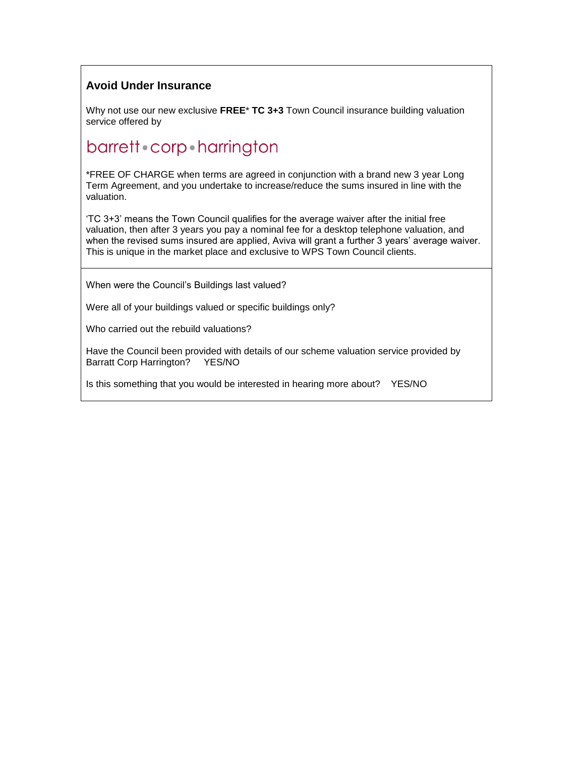## Avoid Under Insurance

Why not use our new exclusive **FREE*** **TC 3+3** Town Council insurance building valuation service offered by

barrett • corp • harrington

*FREE OF CHARGE when terms are agreed in conjunction with a brand new 3 year Long Term Agreement, and you undertake to increase/reduce the sums insured in line with the valuation.

'TC 3+3' means the Town Council qualifies for the average waiver after the initial free valuation, then after 3 years you pay a nominal fee for a desktop telephone valuation, and when the revised sums insured are applied, Aviva will grant a further 3 years' average waiver. This is unique in the market place and exclusive to WPS Town Council clients.

---

When were the Council's Buildings last valued?

Were all of your buildings valued or specific buildings only?

Who carried out the rebuild valuations?

Have the Council been provided with details of our scheme valuation service provided by Barratt Corp Harrington? YES/NO

Is this something that you would be interested in hearing more about? YES/NO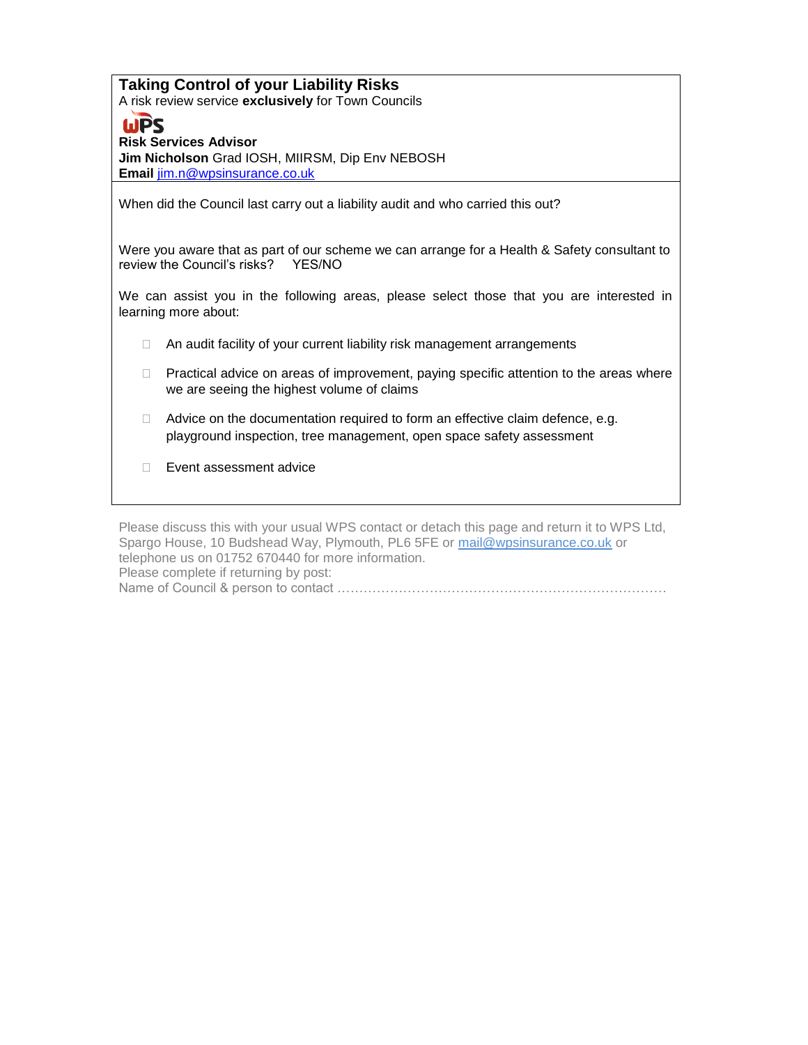# Taking Control of your Liability Risks

A risk review service **exclusively** for Town Councils

WPS

**Risk Services Advisor**
**Jim Nicholson** Grad IOSH, MIIRSM, Dip Env NEBOSH
**Email** jim.n@wpsinsurance.co.uk

When did the Council last carry out a liability audit and who carried this out?

Were you aware that as part of our scheme we can arrange for a Health & Safety consultant to review the Council's risks? YES/NO

We can assist you in the following areas, please select those that you are interested in learning more about:

- ☐ An audit facility of your current liability risk management arrangements
- ☐ Practical advice on areas of improvement, paying specific attention to the areas where we are seeing the highest volume of claims
- ☐ Advice on the documentation required to form an effective claim defence, e.g. playground inspection, tree management, open space safety assessment
- ☐ Event assessment advice

Please discuss this with your usual WPS contact or detach this page and return it to WPS Ltd, Spargo House, 10 Budshead Way, Plymouth, PL6 5FE or mail@wpsinsurance.co.uk or telephone us on 01752 670440 for more information.
Please complete if returning by post:
Name of Council & person to contact ……………………………………………………………….